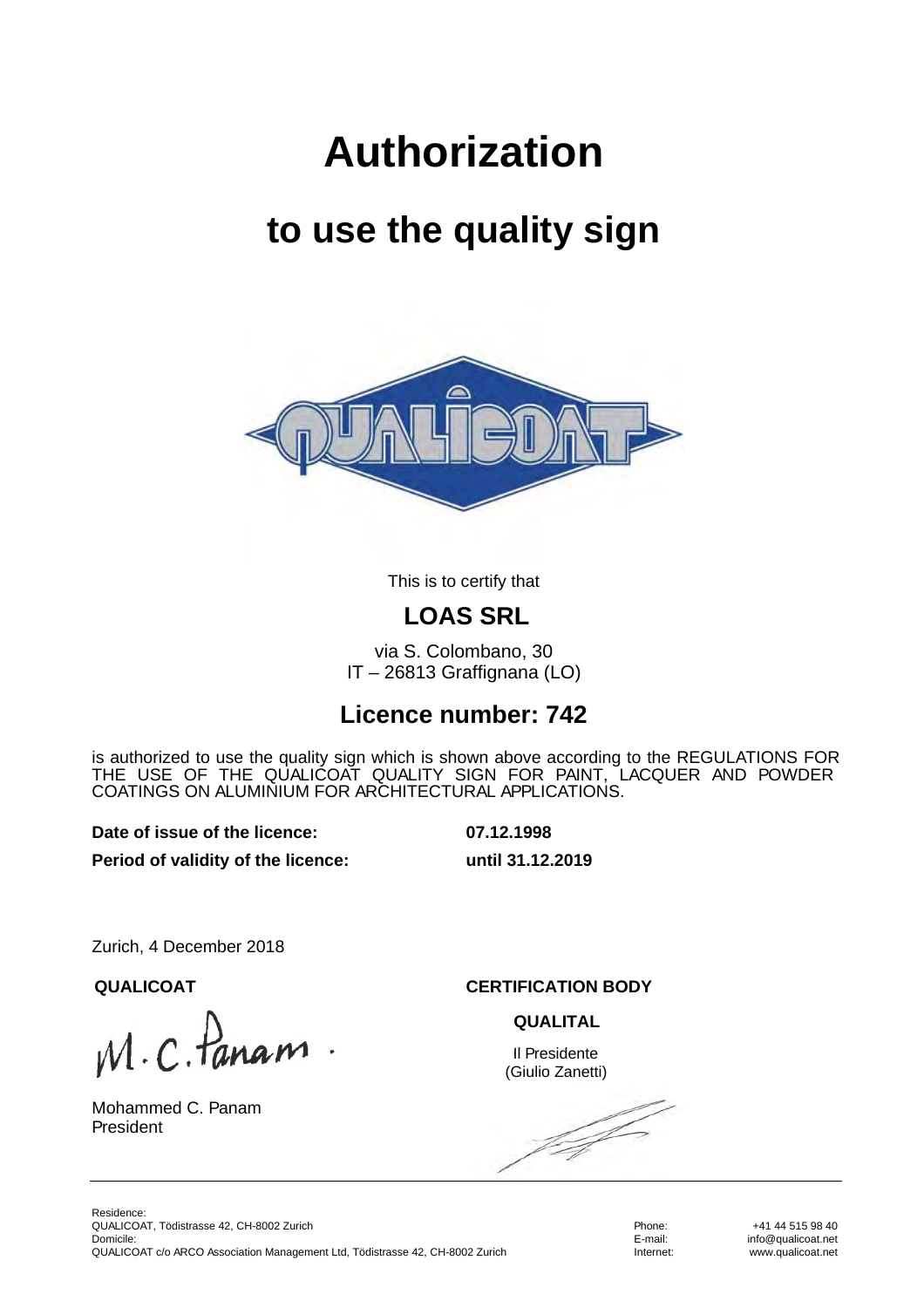# Authorization

## to use the quality sign

This is to certify that

## LOAS SRL

via S. Colombano, 30
IT – 26813 Graffignana (LO)

## Licence number: 742

is authorized to use the quality sign which is shown above according to the REGULATIONS FOR THE USE OF THE QUALICOAT QUALITY SIGN FOR PAINT, LACQUER AND POWDER COATINGS ON ALUMINIUM FOR ARCHITECTURAL APPLICATIONS.

**Date of issue of the licence:** **07.12.1998**

**Period of validity of the licence:** **until 31.12.2019**

Zurich, 4 December 2018

**QUALICOAT**

Mohammed C. Panam
President

**CERTIFICATION BODY**

**QUALITAL**

Il Presidente
(Giulio Zanetti)

Residence:
QUALICOAT, Tödistrasse 42, CH-8002 Zurich
Domicile:
QUALICOAT c/o ARCO Association Management Ltd, Tödistrasse 42, CH-8002 Zurich

Phone: +41 44 515 98 40
E-mail: info@qualicoat.net
Internet: www.qualicoat.net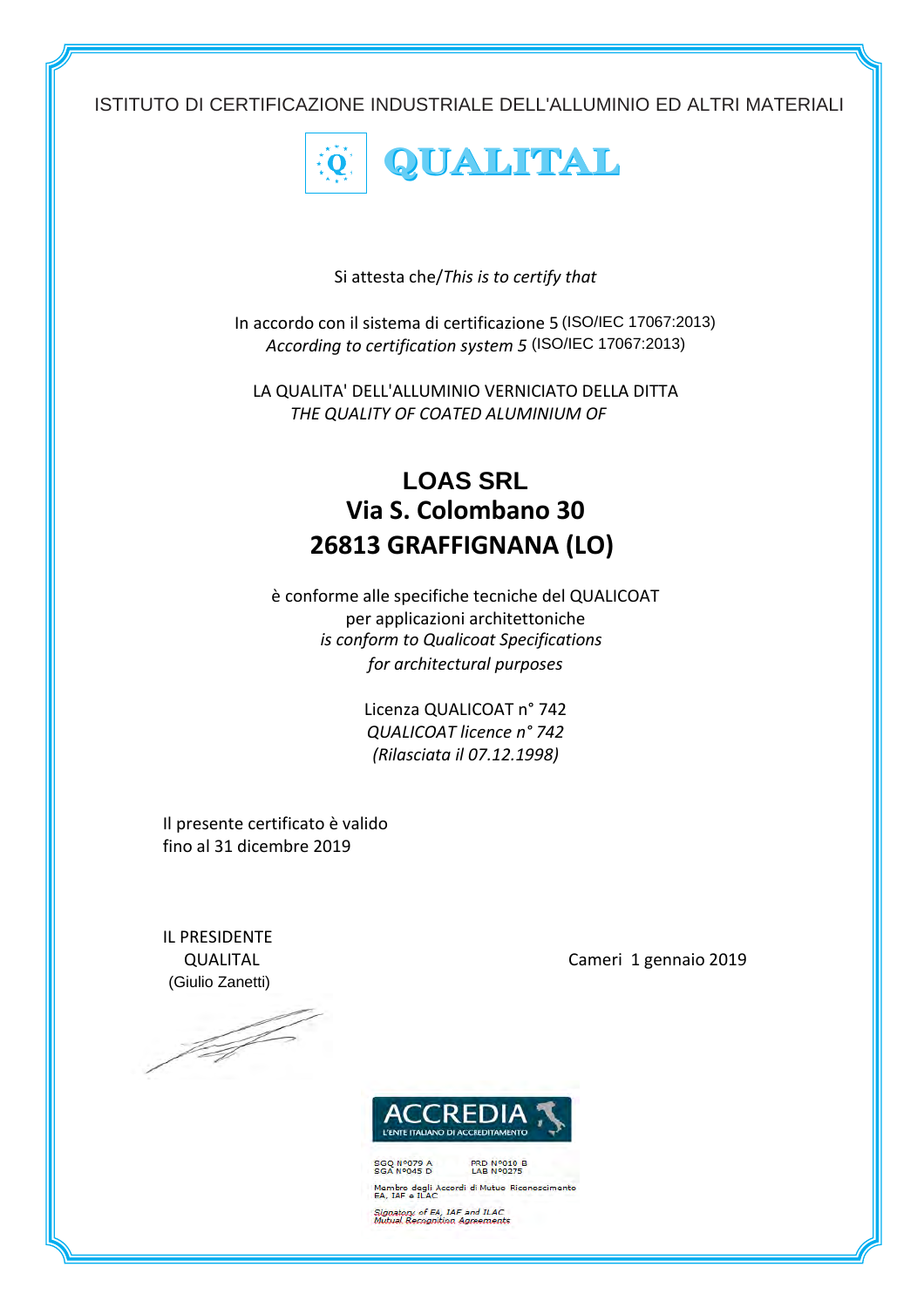ISTITUTO DI CERTIFICAZIONE INDUSTRIALE DELL'ALLUMINIO ED ALTRI MATERIALI

# QUALITAL

Si attesta che/*This is to certify that*

In accordo con il sistema di certificazione 5 (ISO/IEC 17067:2013)
*According to certification system 5* (ISO/IEC 17067:2013)

LA QUALITA' DELL'ALLUMINIO VERNICIATO DELLA DITTA
*THE QUALITY OF COATED ALUMINIUM OF*

## LOAS SRL
## Via S. Colombano 30
## 26813 GRAFFIGNANA (LO)

è conforme alle specifiche tecniche del QUALICOAT
per applicazioni architettoniche
*is conform to Qualicoat Specifications*
*for architectural purposes*

Licenza QUALICOAT n° 742
*QUALICOAT licence n° 742*
*(Rilasciata il 07.12.1998)*

Il presente certificato è valido
fino al 31 dicembre 2019

IL PRESIDENTE
QUALITAL
(Giulio Zanetti)

Cameri 1 gennaio 2019

ACCREDIA
L'ENTE ITALIANO DI ACCREDITAMENTO

SGQ N°079 A
SGA N°045 D

PRD N°010 B
LAB N°0275

Membro degli Accordi di Mutuo Riconoscimento
EA, IAF e ILAC

*Signatory of EA, IAF and ILAC*
*Mutual Recognition Agreements*